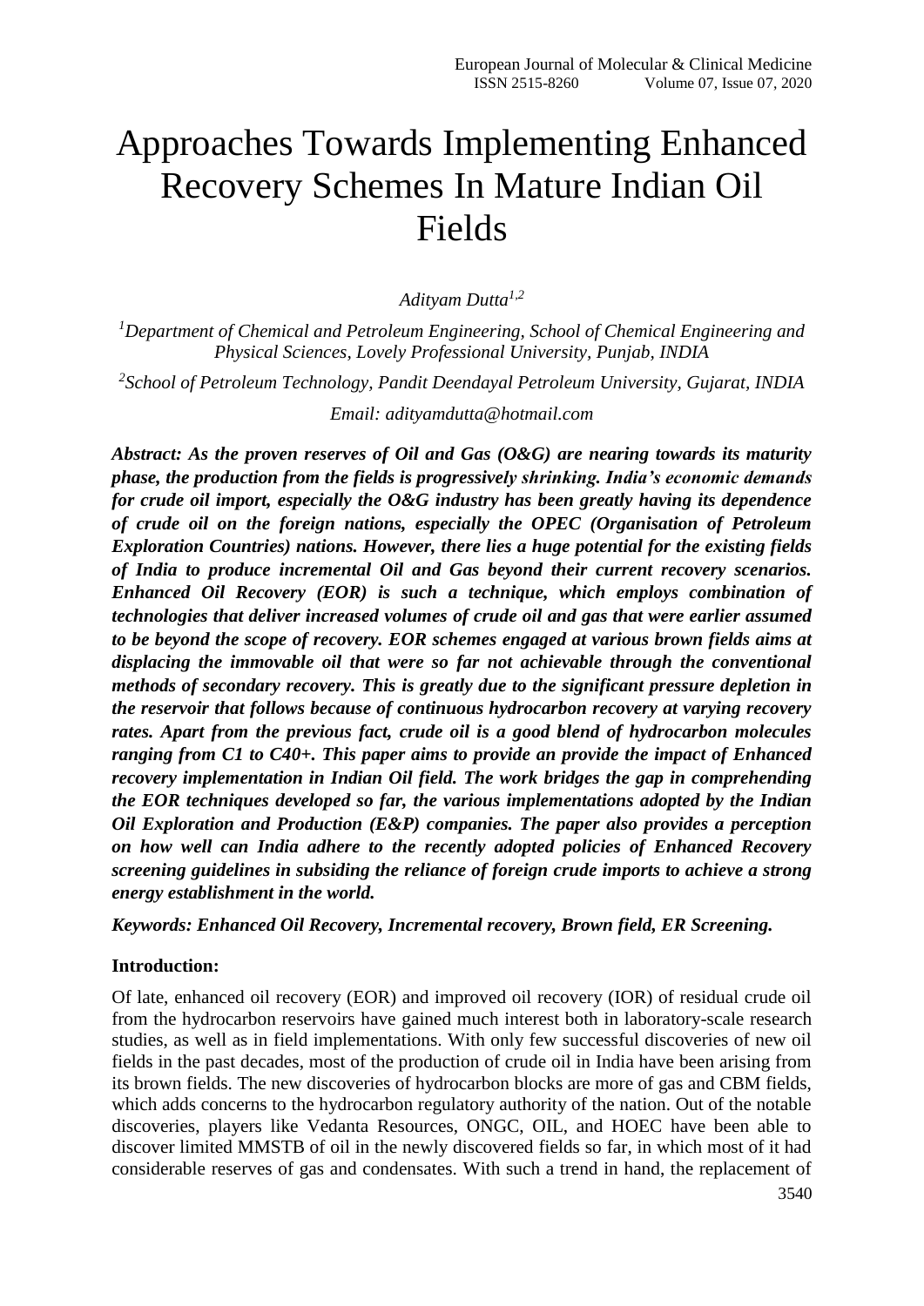# Approaches Towards Implementing Enhanced Recovery Schemes In Mature Indian Oil Fields

*Adityam Dutta[1,2]*

*[1]Department of Chemical and Petroleum Engineering, School of Chemical Engineering and Physical Sciences, Lovely Professional University, Punjab, INDIA*

*[2]School of Petroleum Technology, Pandit Deendayal Petroleum University, Gujarat, INDIA*

*Email: adityamdutta@hotmail.com*

***Abstract: As the proven reserves of Oil and Gas (O&G) are nearing towards its maturity phase, the production from the fields is progressively shrinking. India's economic demands for crude oil import, especially the O&G industry has been greatly having its dependence of crude oil on the foreign nations, especially the OPEC (Organisation of Petroleum Exploration Countries) nations. However, there lies a huge potential for the existing fields of India to produce incremental Oil and Gas beyond their current recovery scenarios. Enhanced Oil Recovery (EOR) is such a technique, which employs combination of technologies that deliver increased volumes of crude oil and gas that were earlier assumed to be beyond the scope of recovery. EOR schemes engaged at various brown fields aims at displacing the immovable oil that were so far not achievable through the conventional methods of secondary recovery. This is greatly due to the significant pressure depletion in the reservoir that follows because of continuous hydrocarbon recovery at varying recovery rates. Apart from the previous fact, crude oil is a good blend of hydrocarbon molecules ranging from C1 to C40+. This paper aims to provide an provide the impact of Enhanced recovery implementation in Indian Oil field. The work bridges the gap in comprehending the EOR techniques developed so far, the various implementations adopted by the Indian Oil Exploration and Production (E&P) companies. The paper also provides a perception on how well can India adhere to the recently adopted policies of Enhanced Recovery screening guidelines in subsiding the reliance of foreign crude imports to achieve a strong energy establishment in the world.***

***Keywords: Enhanced Oil Recovery, Incremental recovery, Brown field, ER Screening.***

**Introduction:**

Of late, enhanced oil recovery (EOR) and improved oil recovery (IOR) of residual crude oil from the hydrocarbon reservoirs have gained much interest both in laboratory-scale research studies, as well as in field implementations. With only few successful discoveries of new oil fields in the past decades, most of the production of crude oil in India have been arising from its brown fields. The new discoveries of hydrocarbon blocks are more of gas and CBM fields, which adds concerns to the hydrocarbon regulatory authority of the nation. Out of the notable discoveries, players like Vedanta Resources, ONGC, OIL, and HOEC have been able to discover limited MMSTB of oil in the newly discovered fields so far, in which most of it had considerable reserves of gas and condensates. With such a trend in hand, the replacement of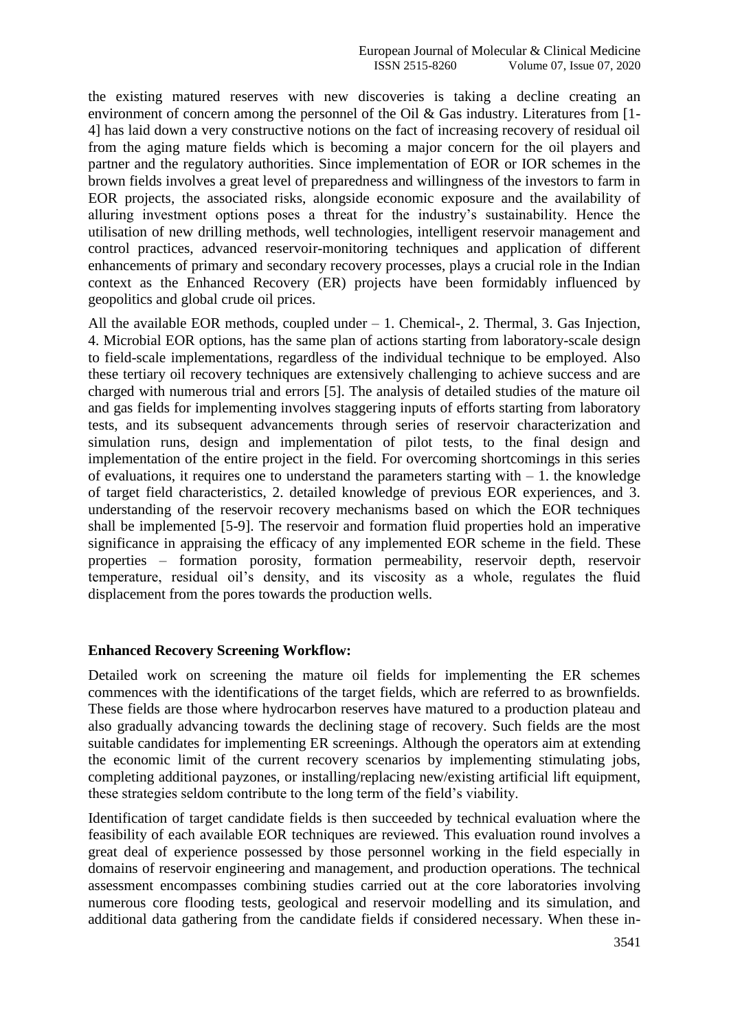the existing matured reserves with new discoveries is taking a decline creating an environment of concern among the personnel of the Oil & Gas industry. Literatures from [1-4] has laid down a very constructive notions on the fact of increasing recovery of residual oil from the aging mature fields which is becoming a major concern for the oil players and partner and the regulatory authorities. Since implementation of EOR or IOR schemes in the brown fields involves a great level of preparedness and willingness of the investors to farm in EOR projects, the associated risks, alongside economic exposure and the availability of alluring investment options poses a threat for the industry's sustainability. Hence the utilisation of new drilling methods, well technologies, intelligent reservoir management and control practices, advanced reservoir-monitoring techniques and application of different enhancements of primary and secondary recovery processes, plays a crucial role in the Indian context as the Enhanced Recovery (ER) projects have been formidably influenced by geopolitics and global crude oil prices.

All the available EOR methods, coupled under – 1. Chemical-, 2. Thermal, 3. Gas Injection, 4. Microbial EOR options, has the same plan of actions starting from laboratory-scale design to field-scale implementations, regardless of the individual technique to be employed. Also these tertiary oil recovery techniques are extensively challenging to achieve success and are charged with numerous trial and errors [5]. The analysis of detailed studies of the mature oil and gas fields for implementing involves staggering inputs of efforts starting from laboratory tests, and its subsequent advancements through series of reservoir characterization and simulation runs, design and implementation of pilot tests, to the final design and implementation of the entire project in the field. For overcoming shortcomings in this series of evaluations, it requires one to understand the parameters starting with – 1. the knowledge of target field characteristics, 2. detailed knowledge of previous EOR experiences, and 3. understanding of the reservoir recovery mechanisms based on which the EOR techniques shall be implemented [5-9]. The reservoir and formation fluid properties hold an imperative significance in appraising the efficacy of any implemented EOR scheme in the field. These properties – formation porosity, formation permeability, reservoir depth, reservoir temperature, residual oil's density, and its viscosity as a whole, regulates the fluid displacement from the pores towards the production wells.

## Enhanced Recovery Screening Workflow:

Detailed work on screening the mature oil fields for implementing the ER schemes commences with the identifications of the target fields, which are referred to as brownfields. These fields are those where hydrocarbon reserves have matured to a production plateau and also gradually advancing towards the declining stage of recovery. Such fields are the most suitable candidates for implementing ER screenings. Although the operators aim at extending the economic limit of the current recovery scenarios by implementing stimulating jobs, completing additional payzones, or installing/replacing new/existing artificial lift equipment, these strategies seldom contribute to the long term of the field's viability.

Identification of target candidate fields is then succeeded by technical evaluation where the feasibility of each available EOR techniques are reviewed. This evaluation round involves a great deal of experience possessed by those personnel working in the field especially in domains of reservoir engineering and management, and production operations. The technical assessment encompasses combining studies carried out at the core laboratories involving numerous core flooding tests, geological and reservoir modelling and its simulation, and additional data gathering from the candidate fields if considered necessary. When these in-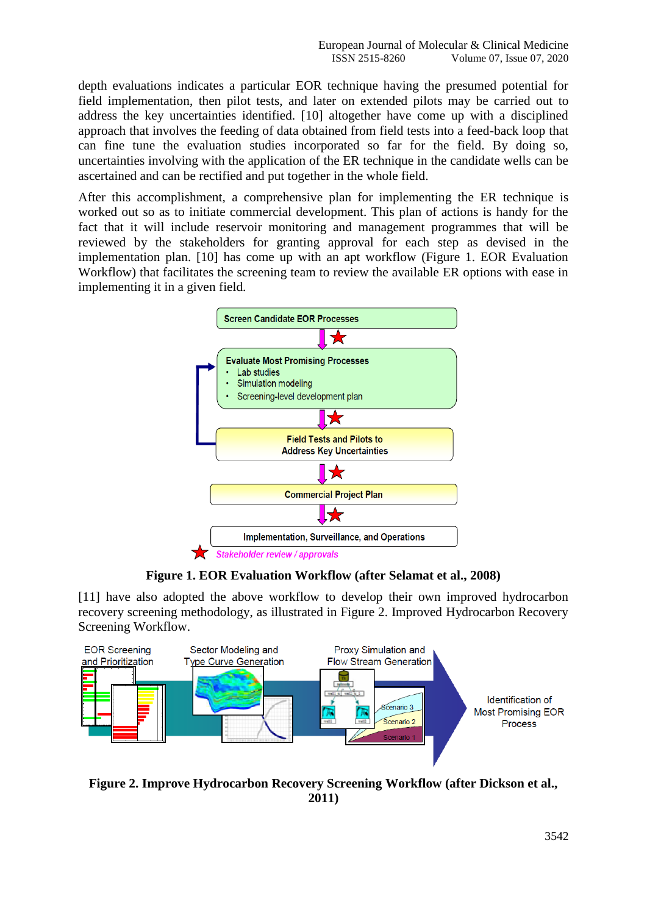depth evaluations indicates a particular EOR technique having the presumed potential for field implementation, then pilot tests, and later on extended pilots may be carried out to address the key uncertainties identified. [10] altogether have come up with a disciplined approach that involves the feeding of data obtained from field tests into a feed-back loop that can fine tune the evaluation studies incorporated so far for the field. By doing so, uncertainties involving with the application of the ER technique in the candidate wells can be ascertained and can be rectified and put together in the whole field.

After this accomplishment, a comprehensive plan for implementing the ER technique is worked out so as to initiate commercial development. This plan of actions is handy for the fact that it will include reservoir monitoring and management programmes that will be reviewed by the stakeholders for granting approval for each step as devised in the implementation plan. [10] has come up with an apt workflow (Figure 1. EOR Evaluation Workflow) that facilitates the screening team to review the available ER options with ease in implementing it in a given field.

**Figure 1. EOR Evaluation Workflow (after Selamat et al., 2008)**

[11] have also adopted the above workflow to develop their own improved hydrocarbon recovery screening methodology, as illustrated in Figure 2. Improved Hydrocarbon Recovery Screening Workflow.

**Figure 2. Improve Hydrocarbon Recovery Screening Workflow (after Dickson et al., 2011)**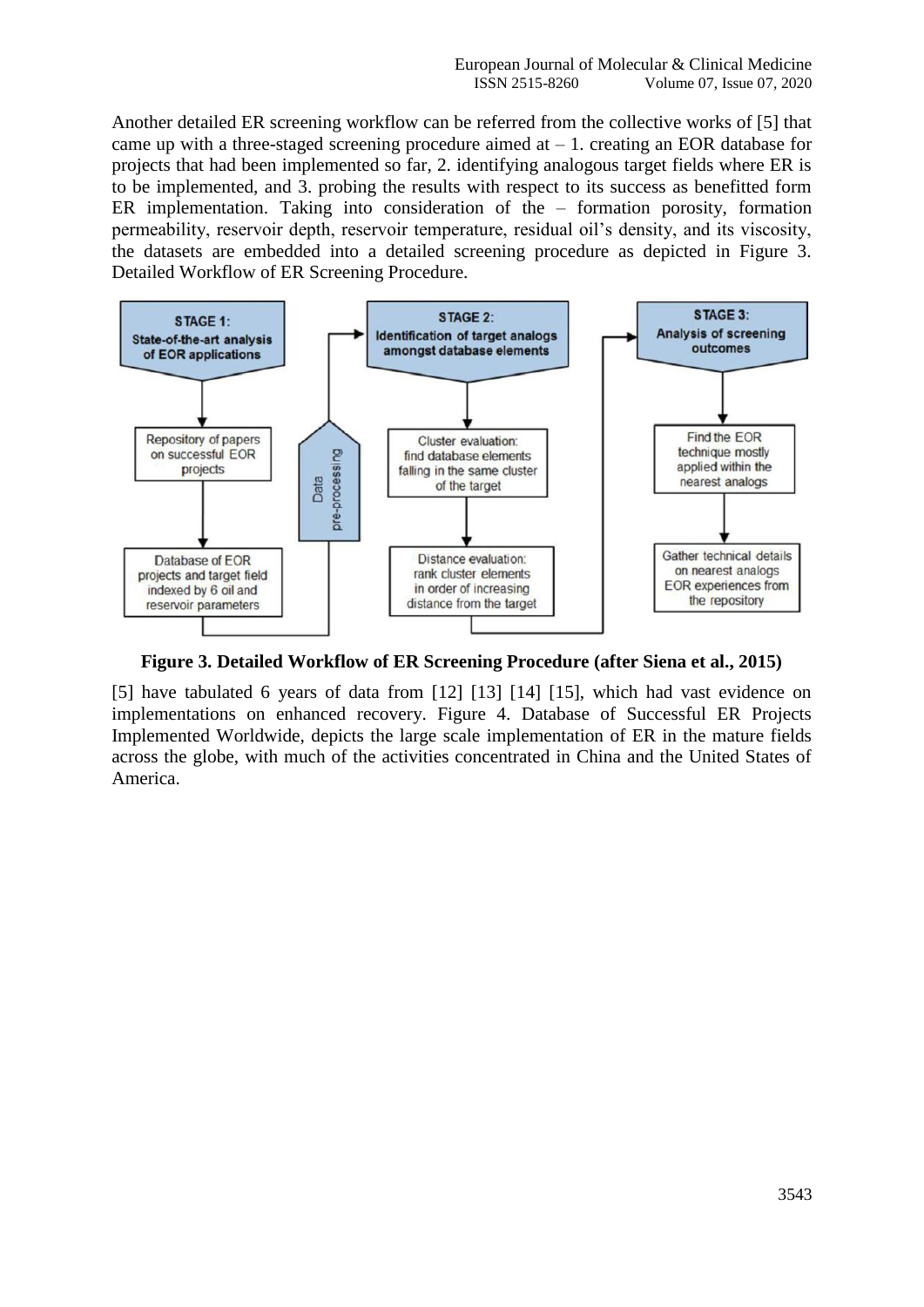Another detailed ER screening workflow can be referred from the collective works of [5] that came up with a three-staged screening procedure aimed at – 1. creating an EOR database for projects that had been implemented so far, 2. identifying analogous target fields where ER is to be implemented, and 3. probing the results with respect to its success as benefitted form ER implementation. Taking into consideration of the – formation porosity, formation permeability, reservoir depth, reservoir temperature, residual oil's density, and its viscosity, the datasets are embedded into a detailed screening procedure as depicted in Figure 3. Detailed Workflow of ER Screening Procedure.

**STAGE 1: State-of-the-art analysis of EOR applications**
- Repository of papers on successful EOR projects
- Database of EOR projects and target field indexed by 6 oil and reservoir parameters

Data pre-processing

**STAGE 2: Identification of target analogs amongst database elements**
- Cluster evaluation: find database elements falling in the same cluster of the target
- Distance evaluation: rank cluster elements in order of increasing distance from the target

**STAGE 3: Analysis of screening outcomes**
- Find the EOR technique mostly applied within the nearest analogs
- Gather technical details on nearest analogs EOR experiences from the repository

**Figure 3. Detailed Workflow of ER Screening Procedure (after Siena et al., 2015)**

[5] have tabulated 6 years of data from [12] [13] [14] [15], which had vast evidence on implementations on enhanced recovery. Figure 4. Database of Successful ER Projects Implemented Worldwide, depicts the large scale implementation of ER in the mature fields across the globe, with much of the activities concentrated in China and the United States of America.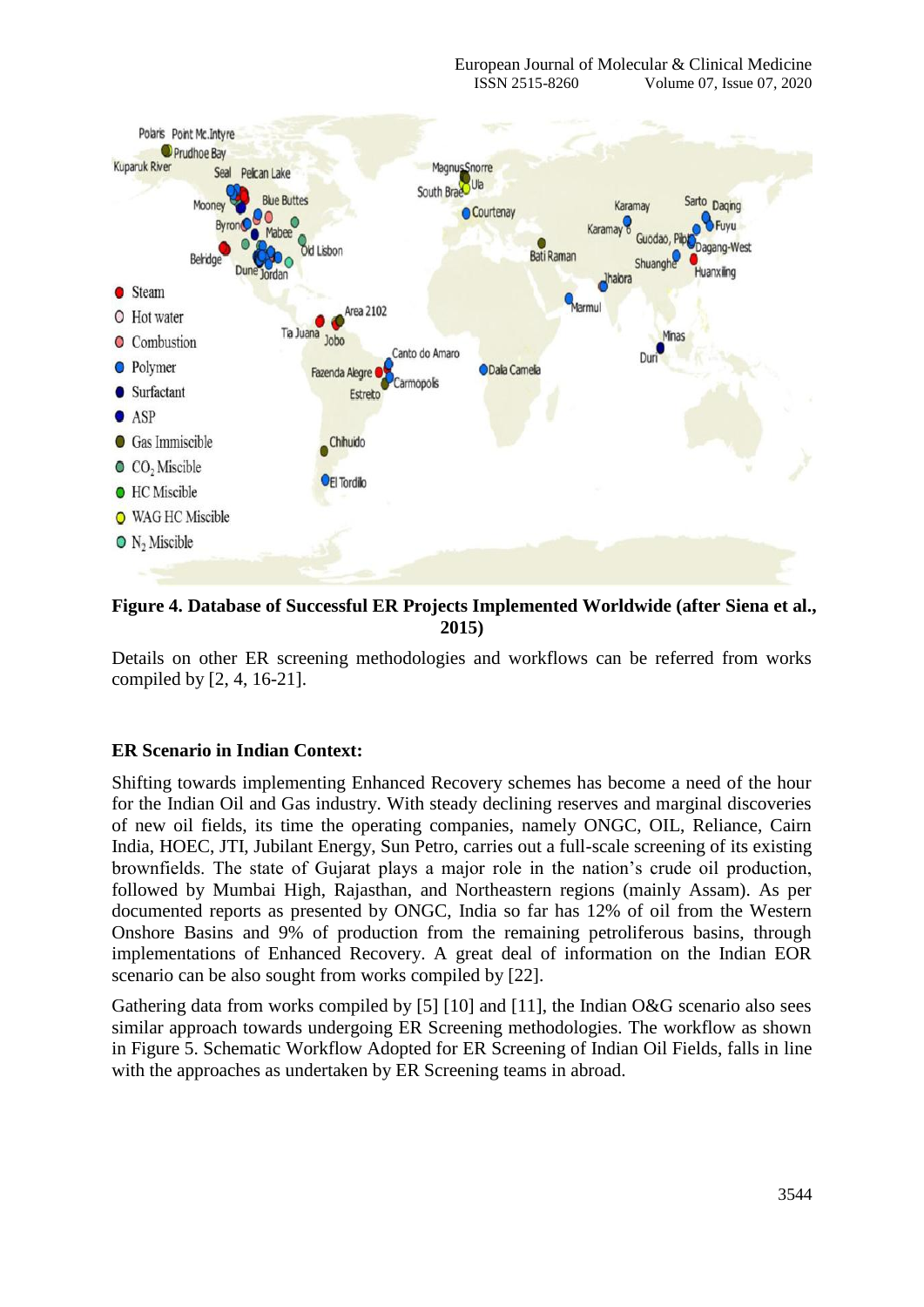**Figure 4. Database of Successful ER Projects Implemented Worldwide (after Siena et al., 2015)**

Details on other ER screening methodologies and workflows can be referred from works compiled by [2, 4, 16-21].

## ER Scenario in Indian Context:

Shifting towards implementing Enhanced Recovery schemes has become a need of the hour for the Indian Oil and Gas industry. With steady declining reserves and marginal discoveries of new oil fields, its time the operating companies, namely ONGC, OIL, Reliance, Cairn India, HOEC, JTI, Jubilant Energy, Sun Petro, carries out a full-scale screening of its existing brownfields. The state of Gujarat plays a major role in the nation's crude oil production, followed by Mumbai High, Rajasthan, and Northeastern regions (mainly Assam). As per documented reports as presented by ONGC, India so far has 12% of oil from the Western Onshore Basins and 9% of production from the remaining petroliferous basins, through implementations of Enhanced Recovery. A great deal of information on the Indian EOR scenario can be also sought from works compiled by [22].

Gathering data from works compiled by [5] [10] and [11], the Indian O&G scenario also sees similar approach towards undergoing ER Screening methodologies. The workflow as shown in Figure 5. Schematic Workflow Adopted for ER Screening of Indian Oil Fields, falls in line with the approaches as undertaken by ER Screening teams in abroad.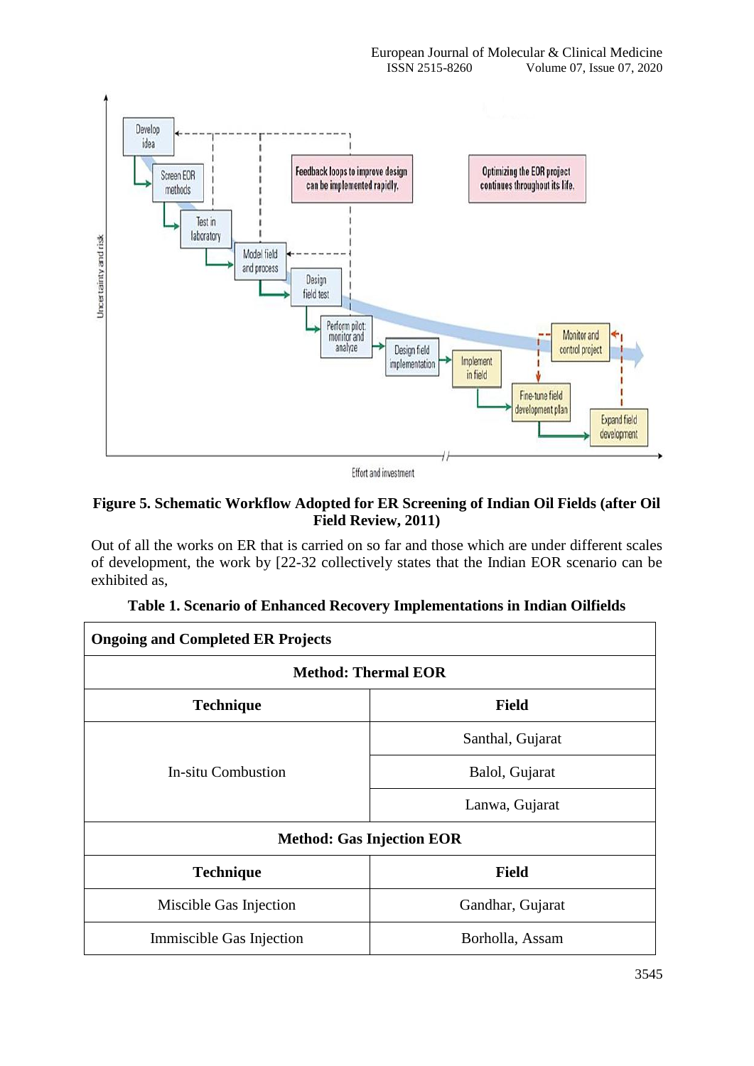**Figure 5. Schematic Workflow Adopted for ER Screening of Indian Oil Fields (after Oil Field Review, 2011)**

Out of all the works on ER that is carried on so far and those which are under different scales of development, the work by [22-32 collectively states that the Indian EOR scenario can be exhibited as,

**Table 1. Scenario of Enhanced Recovery Implementations in Indian Oilfields**

| **Ongoing and Completed ER Projects** | |
|---|---|
| **Method: Thermal EOR** | |
| **Technique** | **Field** |
| In-situ Combustion | Santhal, Gujarat |
| | Balol, Gujarat |
| | Lanwa, Gujarat |
| **Method: Gas Injection EOR** | |
| **Technique** | **Field** |
| Miscible Gas Injection | Gandhar, Gujarat |
| Immiscible Gas Injection | Borholla, Assam |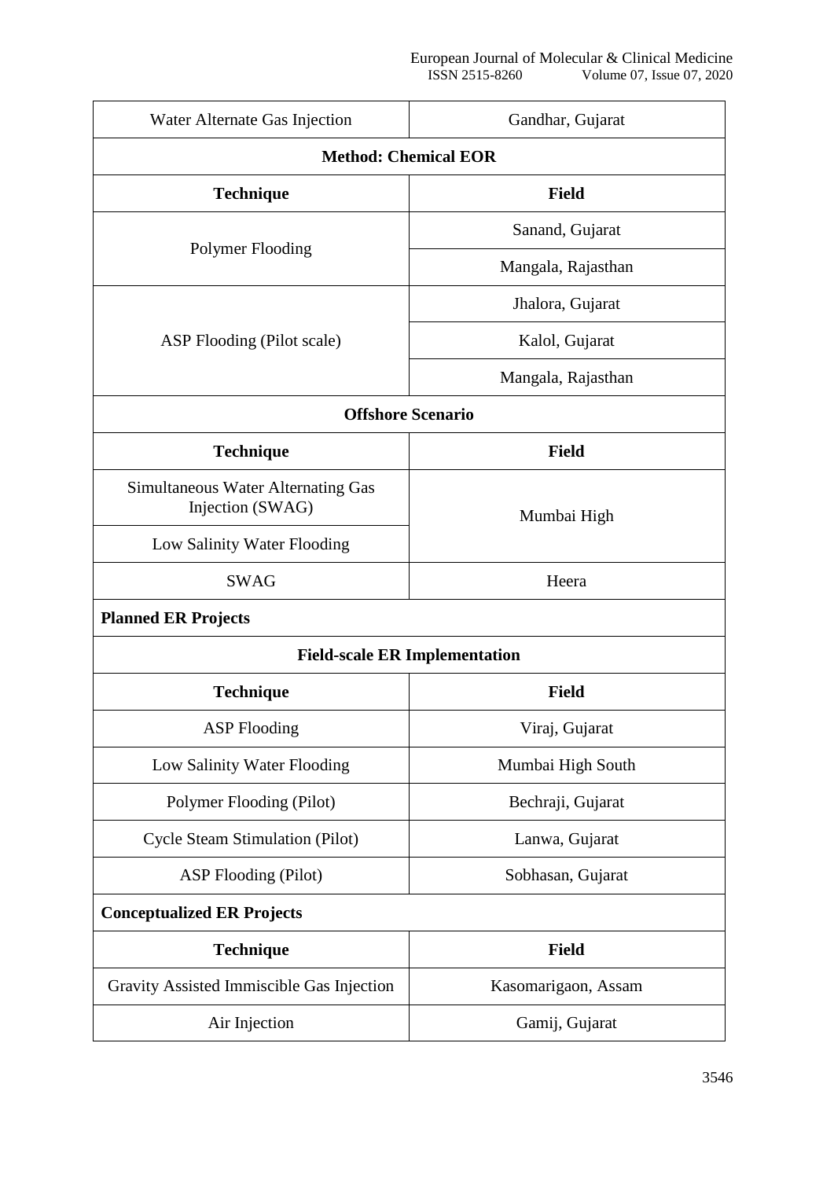| Technique | Field |
|---|---|
| Water Alternate Gas Injection | Gandhar, Gujarat |
| **Method: Chemical EOR** | |
| **Technique** | **Field** |
| Polymer Flooding | Sanand, Gujarat |
| | Mangala, Rajasthan |
| ASP Flooding (Pilot scale) | Jhalora, Gujarat |
| | Kalol, Gujarat |
| | Mangala, Rajasthan |
| **Offshore Scenario** | |
| **Technique** | **Field** |
| Simultaneous Water Alternating Gas Injection (SWAG) | Mumbai High |
| Low Salinity Water Flooding | Mumbai High |
| SWAG | Heera |
| **Planned ER Projects** | |
| **Field-scale ER Implementation** | |
| **Technique** | **Field** |
| ASP Flooding | Viraj, Gujarat |
| Low Salinity Water Flooding | Mumbai High South |
| Polymer Flooding (Pilot) | Bechraji, Gujarat |
| Cycle Steam Stimulation (Pilot) | Lanwa, Gujarat |
| ASP Flooding (Pilot) | Sobhasan, Gujarat |
| **Conceptualized ER Projects** | |
| **Technique** | **Field** |
| Gravity Assisted Immiscible Gas Injection | Kasomarigaon, Assam |
| Air Injection | Gamij, Gujarat |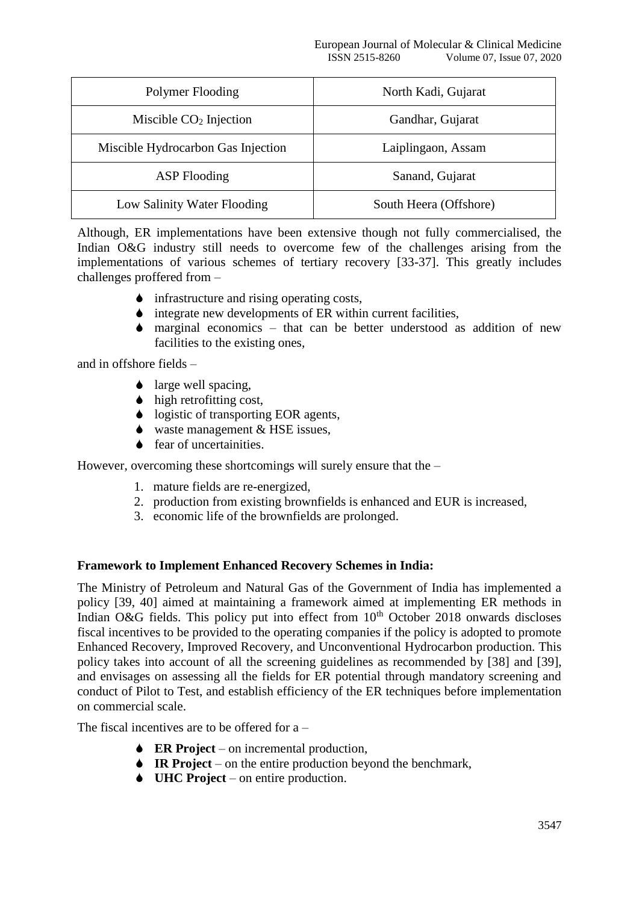| Polymer Flooding | North Kadi, Gujarat |
|---|---|
| Miscible $CO_2$ Injection | Gandhar, Gujarat |
| Miscible Hydrocarbon Gas Injection | Laiplingaon, Assam |
| ASP Flooding | Sanand, Gujarat |
| Low Salinity Water Flooding | South Heera (Offshore) |

Although, ER implementations have been extensive though not fully commercialised, the Indian O&G industry still needs to overcome few of the challenges arising from the implementations of various schemes of tertiary recovery [33-37]. This greatly includes challenges proffered from –

- infrastructure and rising operating costs,
- integrate new developments of ER within current facilities,
- marginal economics – that can be better understood as addition of new facilities to the existing ones,

and in offshore fields –

- large well spacing,
- high retrofitting cost,
- logistic of transporting EOR agents,
- waste management & HSE issues,
- fear of uncertainities.

However, overcoming these shortcomings will surely ensure that the –

1. mature fields are re-energized,
2. production from existing brownfields is enhanced and EUR is increased,
3. economic life of the brownfields are prolonged.

**Framework to Implement Enhanced Recovery Schemes in India:**

The Ministry of Petroleum and Natural Gas of the Government of India has implemented a policy [39, 40] aimed at maintaining a framework aimed at implementing ER methods in Indian O&G fields. This policy put into effect from 10th October 2018 onwards discloses fiscal incentives to be provided to the operating companies if the policy is adopted to promote Enhanced Recovery, Improved Recovery, and Unconventional Hydrocarbon production. This policy takes into account of all the screening guidelines as recommended by [38] and [39], and envisages on assessing all the fields for ER potential through mandatory screening and conduct of Pilot to Test, and establish efficiency of the ER techniques before implementation on commercial scale.

The fiscal incentives are to be offered for a –

- **ER Project** – on incremental production,
- **IR Project** – on the entire production beyond the benchmark,
- **UHC Project** – on entire production.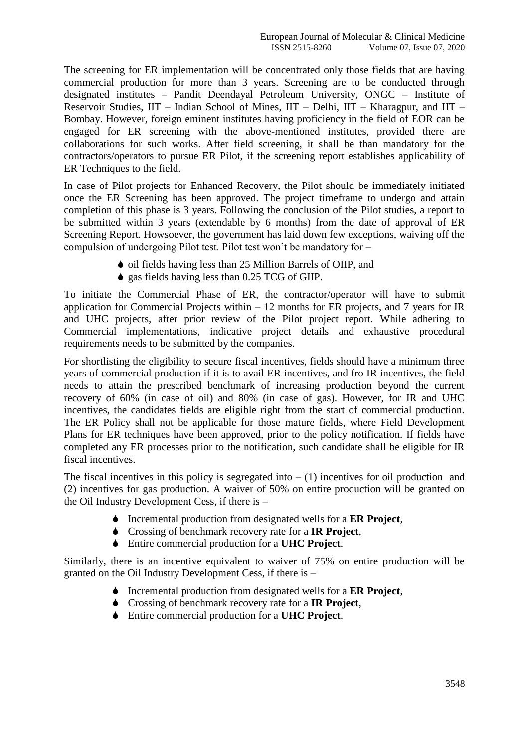The screening for ER implementation will be concentrated only those fields that are having commercial production for more than 3 years. Screening are to be conducted through designated institutes – Pandit Deendayal Petroleum University, ONGC – Institute of Reservoir Studies, IIT – Indian School of Mines, IIT – Delhi, IIT – Kharagpur, and IIT – Bombay. However, foreign eminent institutes having proficiency in the field of EOR can be engaged for ER screening with the above-mentioned institutes, provided there are collaborations for such works. After field screening, it shall be than mandatory for the contractors/operators to pursue ER Pilot, if the screening report establishes applicability of ER Techniques to the field.

In case of Pilot projects for Enhanced Recovery, the Pilot should be immediately initiated once the ER Screening has been approved. The project timeframe to undergo and attain completion of this phase is 3 years. Following the conclusion of the Pilot studies, a report to be submitted within 3 years (extendable by 6 months) from the date of approval of ER Screening Report. Howsoever, the government has laid down few exceptions, waiving off the compulsion of undergoing Pilot test. Pilot test won't be mandatory for –

- oil fields having less than 25 Million Barrels of OIIP, and
- gas fields having less than 0.25 TCG of GIIP.

To initiate the Commercial Phase of ER, the contractor/operator will have to submit application for Commercial Projects within – 12 months for ER projects, and 7 years for IR and UHC projects, after prior review of the Pilot project report. While adhering to Commercial implementations, indicative project details and exhaustive procedural requirements needs to be submitted by the companies.

For shortlisting the eligibility to secure fiscal incentives, fields should have a minimum three years of commercial production if it is to avail ER incentives, and fro IR incentives, the field needs to attain the prescribed benchmark of increasing production beyond the current recovery of 60% (in case of oil) and 80% (in case of gas). However, for IR and UHC incentives, the candidates fields are eligible right from the start of commercial production. The ER Policy shall not be applicable for those mature fields, where Field Development Plans for ER techniques have been approved, prior to the policy notification. If fields have completed any ER processes prior to the notification, such candidate shall be eligible for IR fiscal incentives.

The fiscal incentives in this policy is segregated into – (1) incentives for oil production and (2) incentives for gas production. A waiver of 50% on entire production will be granted on the Oil Industry Development Cess, if there is –

- Incremental production from designated wells for a **ER Project**,
- Crossing of benchmark recovery rate for a **IR Project**,
- Entire commercial production for a **UHC Project**.

Similarly, there is an incentive equivalent to waiver of 75% on entire production will be granted on the Oil Industry Development Cess, if there is –

- Incremental production from designated wells for a **ER Project**,
- Crossing of benchmark recovery rate for a **IR Project**,
- Entire commercial production for a **UHC Project**.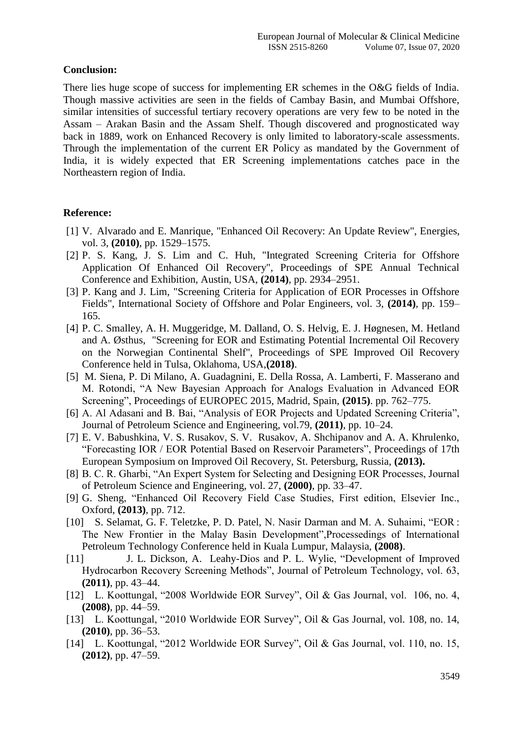**Conclusion:**

There lies huge scope of success for implementing ER schemes in the O&G fields of India. Though massive activities are seen in the fields of Cambay Basin, and Mumbai Offshore, similar intensities of successful tertiary recovery operations are very few to be noted in the Assam – Arakan Basin and the Assam Shelf. Though discovered and prognosticated way back in 1889, work on Enhanced Recovery is only limited to laboratory-scale assessments. Through the implementation of the current ER Policy as mandated by the Government of India, it is widely expected that ER Screening implementations catches pace in the Northeastern region of India.

**Reference:**

[1] V. Alvarado and E. Manrique, "Enhanced Oil Recovery: An Update Review", Energies, vol. 3, **(2010)**, pp. 1529–1575.

[2] P. S. Kang, J. S. Lim and C. Huh, "Integrated Screening Criteria for Offshore Application Of Enhanced Oil Recovery", Proceedings of SPE Annual Technical Conference and Exhibition, Austin, USA, **(2014)**, pp. 2934–2951.

[3] P. Kang and J. Lim, "Screening Criteria for Application of EOR Processes in Offshore Fields", International Society of Offshore and Polar Engineers, vol. 3, **(2014)**, pp. 159–165.

[4] P. C. Smalley, A. H. Muggeridge, M. Dalland, O. S. Helvig, E. J. Høgnesen, M. Hetland and A. Østhus, "Screening for EOR and Estimating Potential Incremental Oil Recovery on the Norwegian Continental Shelf", Proceedings of SPE Improved Oil Recovery Conference held in Tulsa, Oklahoma, USA,**(2018)**.

[5] M. Siena, P. Di Milano, A. Guadagnini, E. Della Rossa, A. Lamberti, F. Masserano and M. Rotondi, "A New Bayesian Approach for Analogs Evaluation in Advanced EOR Screening", Proceedings of EUROPEC 2015, Madrid, Spain, **(2015)**. pp. 762–775.

[6] A. Al Adasani and B. Bai, "Analysis of EOR Projects and Updated Screening Criteria", Journal of Petroleum Science and Engineering, vol.79, **(2011)**, pp. 10–24.

[7] E. V. Babushkina, V. S. Rusakov, S. V. Rusakov, A. Shchipanov and A. A. Khrulenko, "Forecasting IOR / EOR Potential Based on Reservoir Parameters", Proceedings of 17th European Symposium on Improved Oil Recovery, St. Petersburg, Russia, **(2013).**

[8] B. C. R. Gharbi, "An Expert System for Selecting and Designing EOR Processes, Journal of Petroleum Science and Engineering, vol. 27, **(2000)**, pp. 33–47.

[9] G. Sheng, "Enhanced Oil Recovery Field Case Studies, First edition, Elsevier Inc., Oxford, **(2013)**, pp. 712.

[10] S. Selamat, G. F. Teletzke, P. D. Patel, N. Nasir Darman and M. A. Suhaimi, "EOR : The New Frontier in the Malay Basin Development",Processedings of International Petroleum Technology Conference held in Kuala Lumpur, Malaysia, **(2008)**.

[11] J. L. Dickson, A. Leahy-Dios and P. L. Wylie, "Development of Improved Hydrocarbon Recovery Screening Methods", Journal of Petroleum Technology, vol. 63, **(2011)**, pp. 43–44.

[12] L. Koottungal, "2008 Worldwide EOR Survey", Oil & Gas Journal, vol. 106, no. 4, **(2008)**, pp. 44–59.

[13] L. Koottungal, "2010 Worldwide EOR Survey", Oil & Gas Journal, vol. 108, no. 14, **(2010)**, pp. 36–53.

[14] L. Koottungal, "2012 Worldwide EOR Survey", Oil & Gas Journal, vol. 110, no. 15, **(2012)**, pp. 47–59.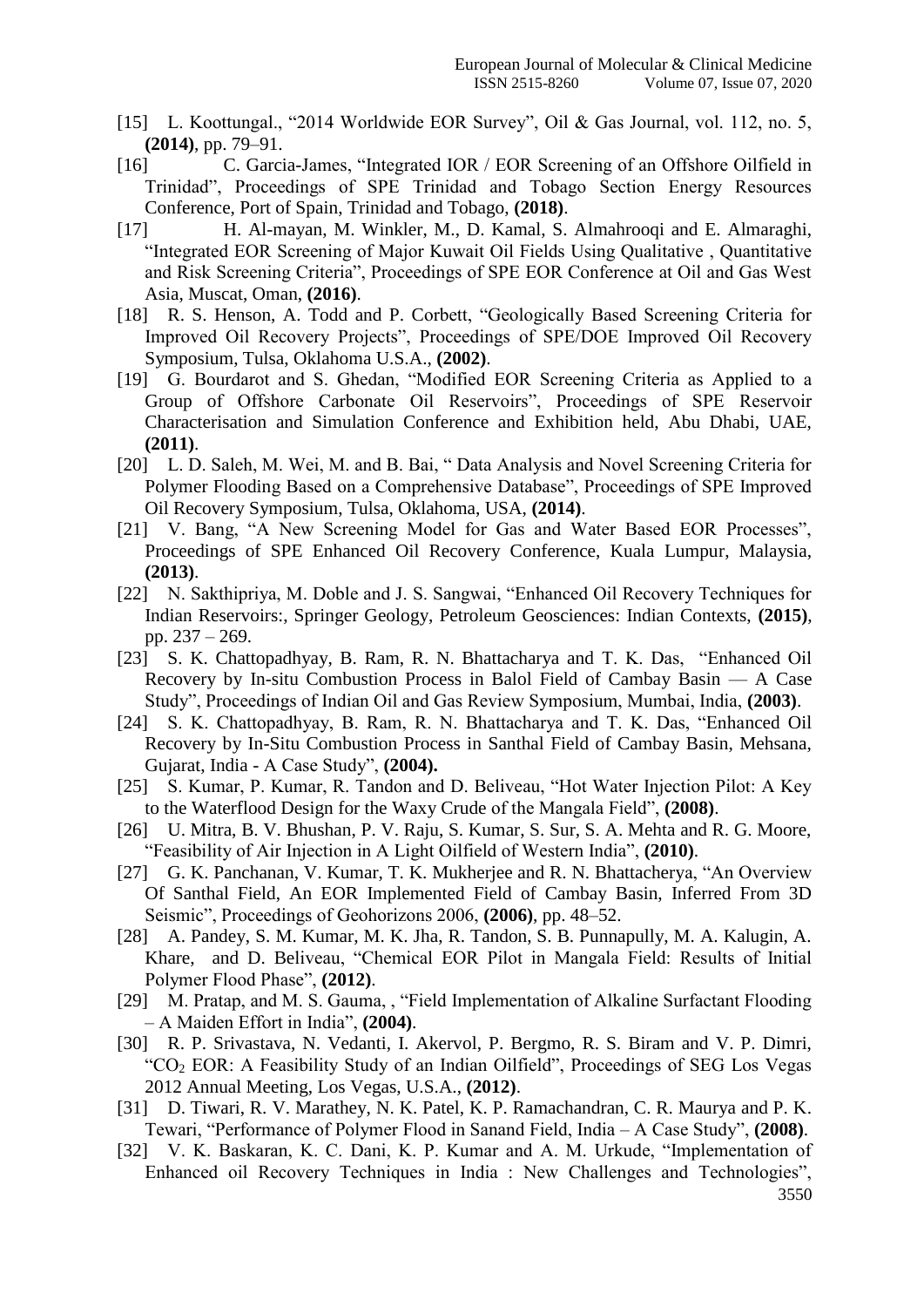[15] L. Koottungal., "2014 Worldwide EOR Survey", Oil & Gas Journal, vol. 112, no. 5, **(2014)**, pp. 79–91.

[16] C. Garcia-James, "Integrated IOR / EOR Screening of an Offshore Oilfield in Trinidad", Proceedings of SPE Trinidad and Tobago Section Energy Resources Conference, Port of Spain, Trinidad and Tobago, **(2018)**.

[17] H. Al-mayan, M. Winkler, M., D. Kamal, S. Almahrooqi and E. Almaraghi, "Integrated EOR Screening of Major Kuwait Oil Fields Using Qualitative , Quantitative and Risk Screening Criteria", Proceedings of SPE EOR Conference at Oil and Gas West Asia, Muscat, Oman, **(2016)**.

[18] R. S. Henson, A. Todd and P. Corbett, "Geologically Based Screening Criteria for Improved Oil Recovery Projects", Proceedings of SPE/DOE Improved Oil Recovery Symposium, Tulsa, Oklahoma U.S.A., **(2002)**.

[19] G. Bourdarot and S. Ghedan, "Modified EOR Screening Criteria as Applied to a Group of Offshore Carbonate Oil Reservoirs", Proceedings of SPE Reservoir Characterisation and Simulation Conference and Exhibition held, Abu Dhabi, UAE, **(2011)**.

[20] L. D. Saleh, M. Wei, M. and B. Bai, " Data Analysis and Novel Screening Criteria for Polymer Flooding Based on a Comprehensive Database", Proceedings of SPE Improved Oil Recovery Symposium, Tulsa, Oklahoma, USA, **(2014)**.

[21] V. Bang, "A New Screening Model for Gas and Water Based EOR Processes", Proceedings of SPE Enhanced Oil Recovery Conference, Kuala Lumpur, Malaysia, **(2013)**.

[22] N. Sakthipriya, M. Doble and J. S. Sangwai, "Enhanced Oil Recovery Techniques for Indian Reservoirs:, Springer Geology, Petroleum Geosciences: Indian Contexts, **(2015)**, pp. 237 – 269.

[23] S. K. Chattopadhyay, B. Ram, R. N. Bhattacharya and T. K. Das, "Enhanced Oil Recovery by In-situ Combustion Process in Balol Field of Cambay Basin — A Case Study", Proceedings of Indian Oil and Gas Review Symposium, Mumbai, India, **(2003)**.

[24] S. K. Chattopadhyay, B. Ram, R. N. Bhattacharya and T. K. Das, "Enhanced Oil Recovery by In-Situ Combustion Process in Santhal Field of Cambay Basin, Mehsana, Gujarat, India - A Case Study", **(2004).**

[25] S. Kumar, P. Kumar, R. Tandon and D. Beliveau, "Hot Water Injection Pilot: A Key to the Waterflood Design for the Waxy Crude of the Mangala Field", **(2008)**.

[26] U. Mitra, B. V. Bhushan, P. V. Raju, S. Kumar, S. Sur, S. A. Mehta and R. G. Moore, "Feasibility of Air Injection in A Light Oilfield of Western India", **(2010)**.

[27] G. K. Panchanan, V. Kumar, T. K. Mukherjee and R. N. Bhattacherya, "An Overview Of Santhal Field, An EOR Implemented Field of Cambay Basin, Inferred From 3D Seismic", Proceedings of Geohorizons 2006, **(2006)**, pp. 48–52.

[28] A. Pandey, S. M. Kumar, M. K. Jha, R. Tandon, S. B. Punnapully, M. A. Kalugin, A. Khare, and D. Beliveau, "Chemical EOR Pilot in Mangala Field: Results of Initial Polymer Flood Phase", **(2012)**.

[29] M. Pratap, and M. S. Gauma, , "Field Implementation of Alkaline Surfactant Flooding – A Maiden Effort in India", **(2004)**.

[30] R. P. Srivastava, N. Vedanti, I. Akervol, P. Bergmo, R. S. Biram and V. P. Dimri, "$CO_2$ EOR: A Feasibility Study of an Indian Oilfield", Proceedings of SEG Los Vegas 2012 Annual Meeting, Los Vegas, U.S.A., **(2012)**.

[31] D. Tiwari, R. V. Marathey, N. K. Patel, K. P. Ramachandran, C. R. Maurya and P. K. Tewari, "Performance of Polymer Flood in Sanand Field, India – A Case Study", **(2008)**.

[32] V. K. Baskaran, K. C. Dani, K. P. Kumar and A. M. Urkude, "Implementation of Enhanced oil Recovery Techniques in India : New Challenges and Technologies",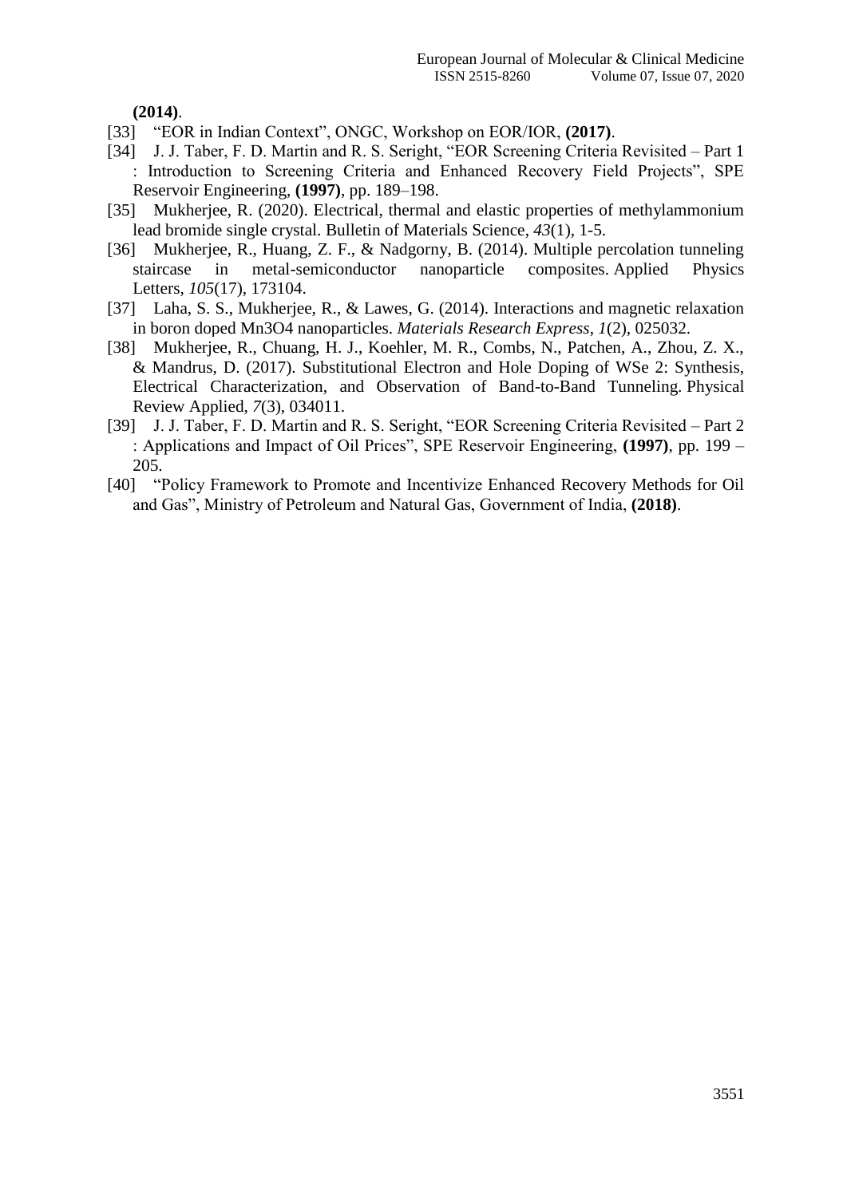**(2014)**.

[33] "EOR in Indian Context", ONGC, Workshop on EOR/IOR, **(2017)**.

[34] J. J. Taber, F. D. Martin and R. S. Seright, "EOR Screening Criteria Revisited – Part 1 : Introduction to Screening Criteria and Enhanced Recovery Field Projects", SPE Reservoir Engineering, **(1997)**, pp. 189–198.

[35] Mukherjee, R. (2020). Electrical, thermal and elastic properties of methylammonium lead bromide single crystal. Bulletin of Materials Science, *43*(1), 1-5.

[36] Mukherjee, R., Huang, Z. F., & Nadgorny, B. (2014). Multiple percolation tunneling staircase in metal-semiconductor nanoparticle composites. Applied Physics Letters, *105*(17), 173104.

[37] Laha, S. S., Mukherjee, R., & Lawes, G. (2014). Interactions and magnetic relaxation in boron doped Mn3O4 nanoparticles. *Materials Research Express*, *1*(2), 025032.

[38] Mukherjee, R., Chuang, H. J., Koehler, M. R., Combs, N., Patchen, A., Zhou, Z. X., & Mandrus, D. (2017). Substitutional Electron and Hole Doping of WSe 2: Synthesis, Electrical Characterization, and Observation of Band-to-Band Tunneling. Physical Review Applied, *7*(3), 034011.

[39] J. J. Taber, F. D. Martin and R. S. Seright, "EOR Screening Criteria Revisited – Part 2 : Applications and Impact of Oil Prices", SPE Reservoir Engineering, **(1997)**, pp. 199 – 205.

[40] "Policy Framework to Promote and Incentivize Enhanced Recovery Methods for Oil and Gas", Ministry of Petroleum and Natural Gas, Government of India, **(2018)**.